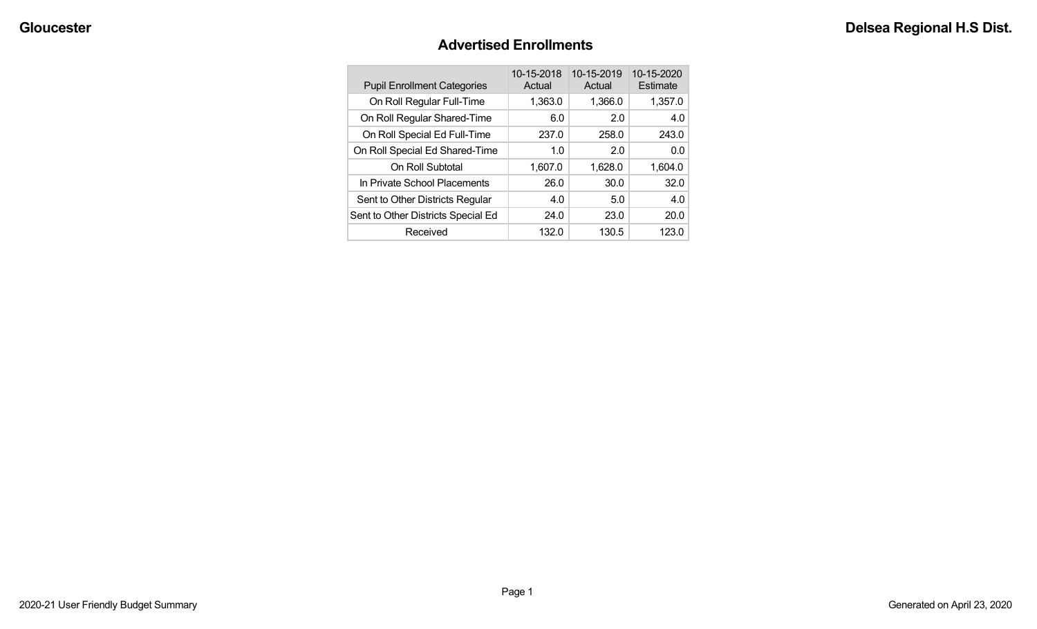# Advertised Enrollments

| Pupil Enrollment Categories | 10-15-2018 Actual | 10-15-2019 Actual | 10-15-2020 Estimate |
|---|---|---|---|
| On Roll Regular Full-Time | 1,363.0 | 1,366.0 | 1,357.0 |
| On Roll Regular Shared-Time | 6.0 | 2.0 | 4.0 |
| On Roll Special Ed Full-Time | 237.0 | 258.0 | 243.0 |
| On Roll Special Ed Shared-Time | 1.0 | 2.0 | 0.0 |
| On Roll Subtotal | 1,607.0 | 1,628.0 | 1,604.0 |
| In Private School Placements | 26.0 | 30.0 | 32.0 |
| Sent to Other Districts Regular | 4.0 | 5.0 | 4.0 |
| Sent to Other Districts Special Ed | 24.0 | 23.0 | 20.0 |
| Received | 132.0 | 130.5 | 123.0 |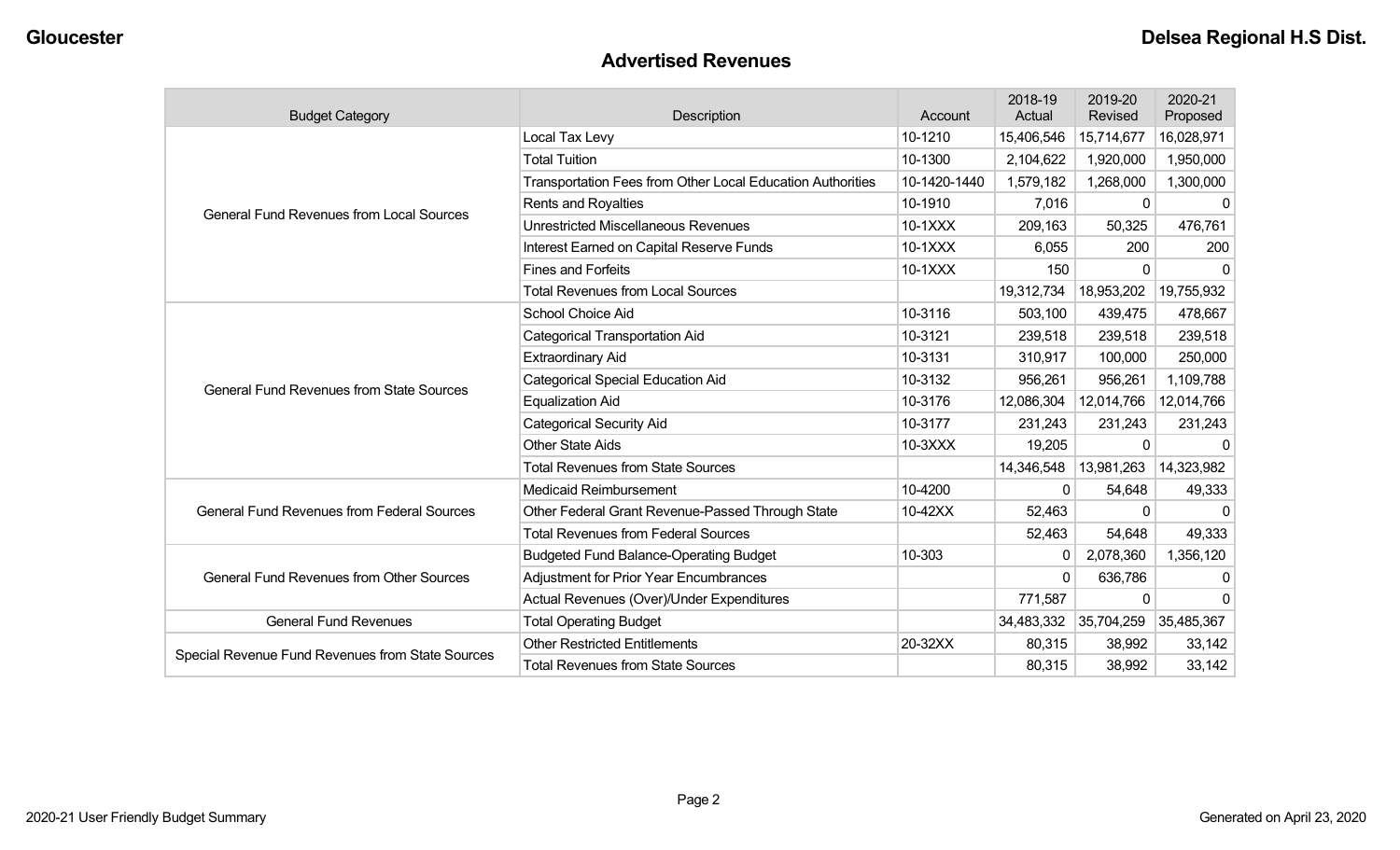Gloucester

Delsea Regional H.S Dist.

## Advertised Revenues

| Budget Category | Description | Account | 2018-19 Actual | 2019-20 Revised | 2020-21 Proposed |
|---|---|---|---|---|---|
| General Fund Revenues from Local Sources | Local Tax Levy | 10-1210 | 15,406,546 | 15,714,677 | 16,028,971 |
| | Total Tuition | 10-1300 | 2,104,622 | 1,920,000 | 1,950,000 |
| | Transportation Fees from Other Local Education Authorities | 10-1420-1440 | 1,579,182 | 1,268,000 | 1,300,000 |
| | Rents and Royalties | 10-1910 | 7,016 | 0 | 0 |
| | Unrestricted Miscellaneous Revenues | 10-1XXX | 209,163 | 50,325 | 476,761 |
| | Interest Earned on Capital Reserve Funds | 10-1XXX | 6,055 | 200 | 200 |
| | Fines and Forfeits | 10-1XXX | 150 | 0 | 0 |
| | Total Revenues from Local Sources | | 19,312,734 | 18,953,202 | 19,755,932 |
| General Fund Revenues from State Sources | School Choice Aid | 10-3116 | 503,100 | 439,475 | 478,667 |
| | Categorical Transportation Aid | 10-3121 | 239,518 | 239,518 | 239,518 |
| | Extraordinary Aid | 10-3131 | 310,917 | 100,000 | 250,000 |
| | Categorical Special Education Aid | 10-3132 | 956,261 | 956,261 | 1,109,788 |
| | Equalization Aid | 10-3176 | 12,086,304 | 12,014,766 | 12,014,766 |
| | Categorical Security Aid | 10-3177 | 231,243 | 231,243 | 231,243 |
| | Other State Aids | 10-3XXX | 19,205 | 0 | 0 |
| | Total Revenues from State Sources | | 14,346,548 | 13,981,263 | 14,323,982 |
| General Fund Revenues from Federal Sources | Medicaid Reimbursement | 10-4200 | 0 | 54,648 | 49,333 |
| | Other Federal Grant Revenue-Passed Through State | 10-42XX | 52,463 | 0 | 0 |
| | Total Revenues from Federal Sources | | 52,463 | 54,648 | 49,333 |
| General Fund Revenues from Other Sources | Budgeted Fund Balance-Operating Budget | 10-303 | 0 | 2,078,360 | 1,356,120 |
| | Adjustment for Prior Year Encumbrances | | 0 | 636,786 | 0 |
| | Actual Revenues (Over)/Under Expenditures | | 771,587 | 0 | 0 |
| General Fund Revenues | Total Operating Budget | | 34,483,332 | 35,704,259 | 35,485,367 |
| Special Revenue Fund Revenues from State Sources | Other Restricted Entitlements | 20-32XX | 80,315 | 38,992 | 33,142 |
| | Total Revenues from State Sources | | 80,315 | 38,992 | 33,142 |

2020-21 User Friendly Budget Summary

Generated on April 23, 2020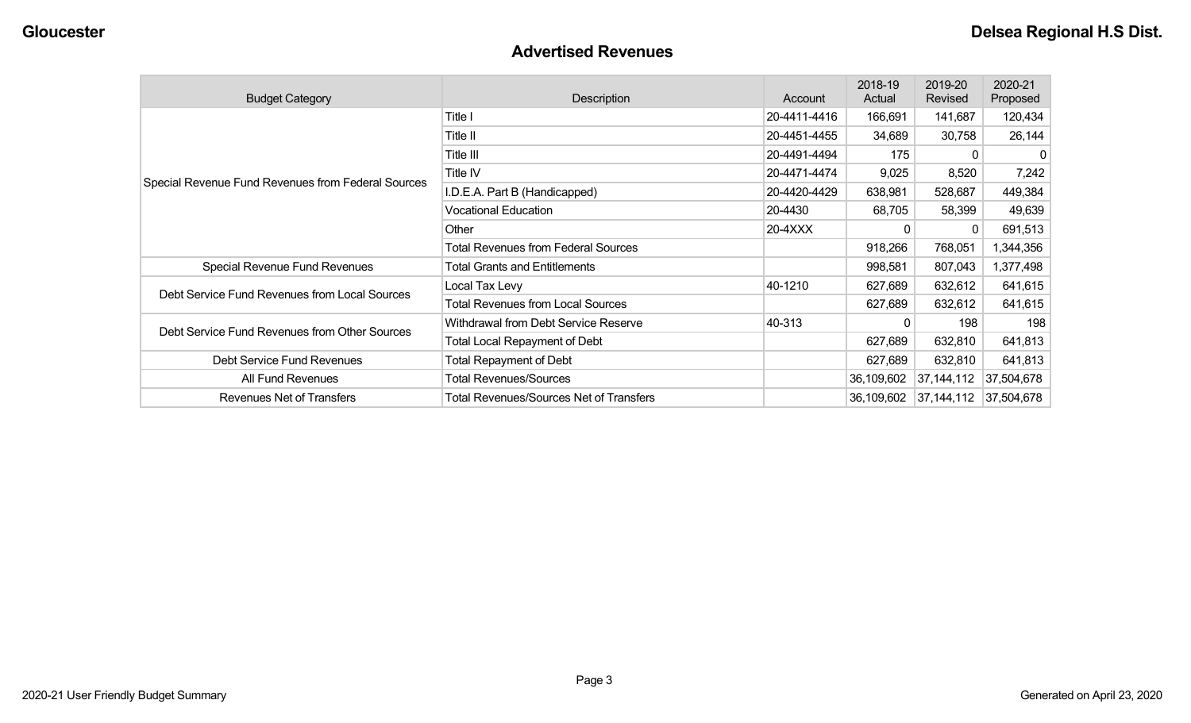Gloucester

Delsea Regional H.S Dist.

## Advertised Revenues

| Budget Category | Description | Account | 2018-19 Actual | 2019-20 Revised | 2020-21 Proposed |
|---|---|---|---|---|---|
| Special Revenue Fund Revenues from Federal Sources | Title I | 20-4411-4416 | 166,691 | 141,687 | 120,434 |
| | Title II | 20-4451-4455 | 34,689 | 30,758 | 26,144 |
| | Title III | 20-4491-4494 | 175 | 0 | 0 |
| | Title IV | 20-4471-4474 | 9,025 | 8,520 | 7,242 |
| | I.D.E.A. Part B (Handicapped) | 20-4420-4429 | 638,981 | 528,687 | 449,384 |
| | Vocational Education | 20-4430 | 68,705 | 58,399 | 49,639 |
| | Other | 20-4XXX | 0 | 0 | 691,513 |
| | Total Revenues from Federal Sources | | 918,266 | 768,051 | 1,344,356 |
| Special Revenue Fund Revenues | Total Grants and Entitlements | | 998,581 | 807,043 | 1,377,498 |
| Debt Service Fund Revenues from Local Sources | Local Tax Levy | 40-1210 | 627,689 | 632,612 | 641,615 |
| | Total Revenues from Local Sources | | 627,689 | 632,612 | 641,615 |
| Debt Service Fund Revenues from Other Sources | Withdrawal from Debt Service Reserve | 40-313 | 0 | 198 | 198 |
| | Total Local Repayment of Debt | | 627,689 | 632,810 | 641,813 |
| Debt Service Fund Revenues | Total Repayment of Debt | | 627,689 | 632,810 | 641,813 |
| All Fund Revenues | Total Revenues/Sources | | 36,109,602 | 37,144,112 | 37,504,678 |
| Revenues Net of Transfers | Total Revenues/Sources Net of Transfers | | 36,109,602 | 37,144,112 | 37,504,678 |

2020-21 User Friendly Budget Summary

Generated on April 23, 2020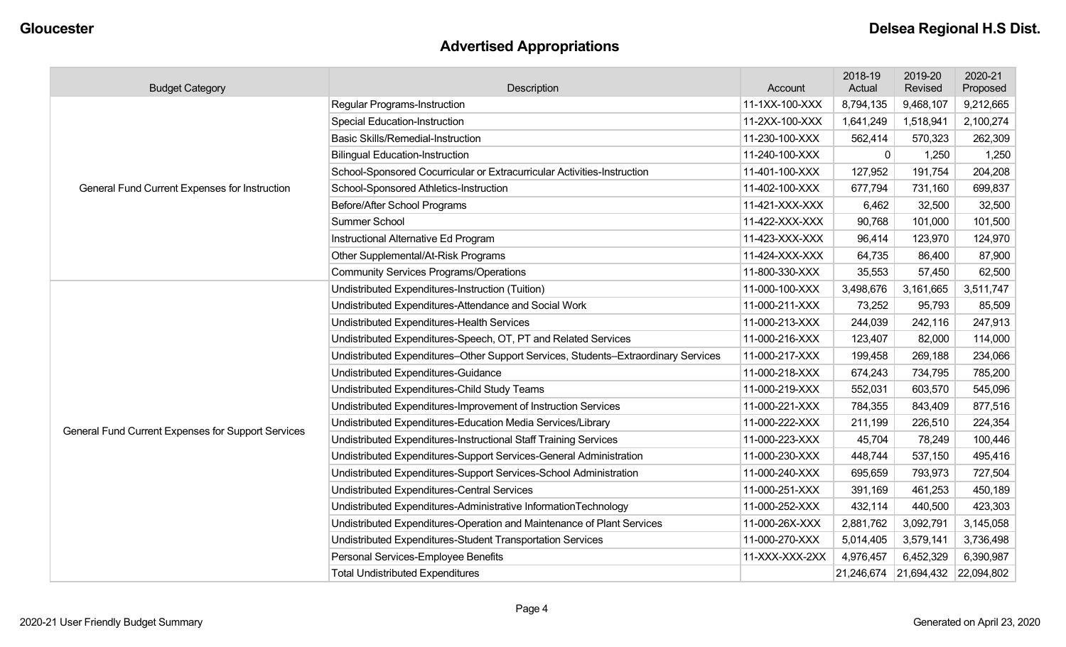# Advertised Appropriations

| Budget Category | Description | Account | 2018-19 Actual | 2019-20 Revised | 2020-21 Proposed |
|---|---|---|---|---|---|
| General Fund Current Expenses for Instruction | Regular Programs-Instruction | 11-1XX-100-XXX | 8,794,135 | 9,468,107 | 9,212,665 |
| | Special Education-Instruction | 11-2XX-100-XXX | 1,641,249 | 1,518,941 | 2,100,274 |
| | Basic Skills/Remedial-Instruction | 11-230-100-XXX | 562,414 | 570,323 | 262,309 |
| | Bilingual Education-Instruction | 11-240-100-XXX | 0 | 1,250 | 1,250 |
| | School-Sponsored Cocurricular or Extracurricular Activities-Instruction | 11-401-100-XXX | 127,952 | 191,754 | 204,208 |
| | School-Sponsored Athletics-Instruction | 11-402-100-XXX | 677,794 | 731,160 | 699,837 |
| | Before/After School Programs | 11-421-XXX-XXX | 6,462 | 32,500 | 32,500 |
| | Summer School | 11-422-XXX-XXX | 90,768 | 101,000 | 101,500 |
| | Instructional Alternative Ed Program | 11-423-XXX-XXX | 96,414 | 123,970 | 124,970 |
| | Other Supplemental/At-Risk Programs | 11-424-XXX-XXX | 64,735 | 86,400 | 87,900 |
| | Community Services Programs/Operations | 11-800-330-XXX | 35,553 | 57,450 | 62,500 |
| General Fund Current Expenses for Support Services | Undistributed Expenditures-Instruction (Tuition) | 11-000-100-XXX | 3,498,676 | 3,161,665 | 3,511,747 |
| | Undistributed Expenditures-Attendance and Social Work | 11-000-211-XXX | 73,252 | 95,793 | 85,509 |
| | Undistributed Expenditures-Health Services | 11-000-213-XXX | 244,039 | 242,116 | 247,913 |
| | Undistributed Expenditures-Speech, OT, PT and Related Services | 11-000-216-XXX | 123,407 | 82,000 | 114,000 |
| | Undistributed Expenditures–Other Support Services, Students–Extraordinary Services | 11-000-217-XXX | 199,458 | 269,188 | 234,066 |
| | Undistributed Expenditures-Guidance | 11-000-218-XXX | 674,243 | 734,795 | 785,200 |
| | Undistributed Expenditures-Child Study Teams | 11-000-219-XXX | 552,031 | 603,570 | 545,096 |
| | Undistributed Expenditures-Improvement of Instruction Services | 11-000-221-XXX | 784,355 | 843,409 | 877,516 |
| | Undistributed Expenditures-Education Media Services/Library | 11-000-222-XXX | 211,199 | 226,510 | 224,354 |
| | Undistributed Expenditures-Instructional Staff Training Services | 11-000-223-XXX | 45,704 | 78,249 | 100,446 |
| | Undistributed Expenditures-Support Services-General Administration | 11-000-230-XXX | 448,744 | 537,150 | 495,416 |
| | Undistributed Expenditures-Support Services-School Administration | 11-000-240-XXX | 695,659 | 793,973 | 727,504 |
| | Undistributed Expenditures-Central Services | 11-000-251-XXX | 391,169 | 461,253 | 450,189 |
| | Undistributed Expenditures-Administrative InformationTechnology | 11-000-252-XXX | 432,114 | 440,500 | 423,303 |
| | Undistributed Expenditures-Operation and Maintenance of Plant Services | 11-000-26X-XXX | 2,881,762 | 3,092,791 | 3,145,058 |
| | Undistributed Expenditures-Student Transportation Services | 11-000-270-XXX | 5,014,405 | 3,579,141 | 3,736,498 |
| | Personal Services-Employee Benefits | 11-XXX-XXX-2XX | 4,976,457 | 6,452,329 | 6,390,987 |
| | Total Undistributed Expenditures | | 21,246,674 | 21,694,432 | 22,094,802 |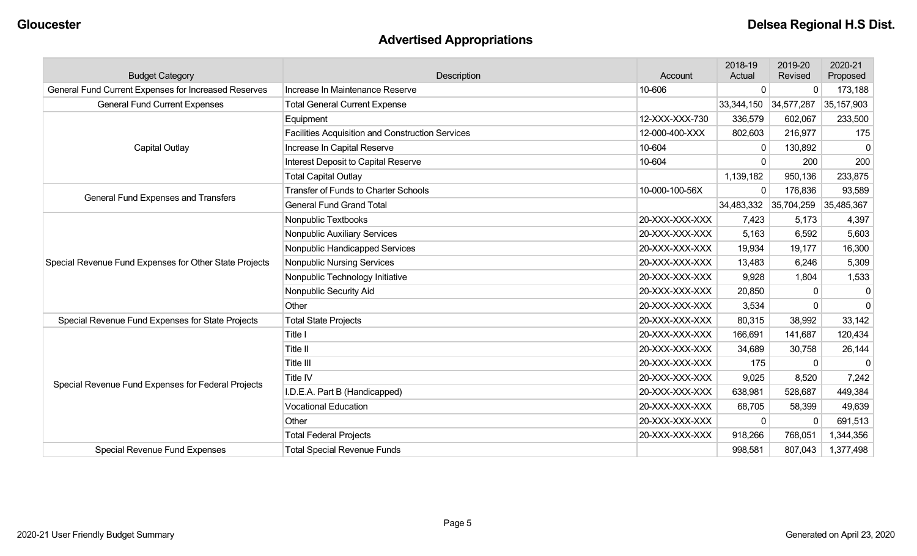# Advertised Appropriations

| Budget Category | Description | Account | 2018-19 Actual | 2019-20 Revised | 2020-21 Proposed |
|---|---|---|---|---|---|
| General Fund Current Expenses for Increased Reserves | Increase In Maintenance Reserve | 10-606 | 0 | 0 | 173,188 |
| General Fund Current Expenses | Total General Current Expense | | 33,344,150 | 34,577,287 | 35,157,903 |
| Capital Outlay | Equipment | 12-XXX-XXX-730 | 336,579 | 602,067 | 233,500 |
| | Facilities Acquisition and Construction Services | 12-000-400-XXX | 802,603 | 216,977 | 175 |
| | Increase In Capital Reserve | 10-604 | 0 | 130,892 | 0 |
| | Interest Deposit to Capital Reserve | 10-604 | 0 | 200 | 200 |
| | Total Capital Outlay | | 1,139,182 | 950,136 | 233,875 |
| General Fund Expenses and Transfers | Transfer of Funds to Charter Schools | 10-000-100-56X | 0 | 176,836 | 93,589 |
| | General Fund Grand Total | | 34,483,332 | 35,704,259 | 35,485,367 |
| Special Revenue Fund Expenses for Other State Projects | Nonpublic Textbooks | 20-XXX-XXX-XXX | 7,423 | 5,173 | 4,397 |
| | Nonpublic Auxiliary Services | 20-XXX-XXX-XXX | 5,163 | 6,592 | 5,603 |
| | Nonpublic Handicapped Services | 20-XXX-XXX-XXX | 19,934 | 19,177 | 16,300 |
| | Nonpublic Nursing Services | 20-XXX-XXX-XXX | 13,483 | 6,246 | 5,309 |
| | Nonpublic Technology Initiative | 20-XXX-XXX-XXX | 9,928 | 1,804 | 1,533 |
| | Nonpublic Security Aid | 20-XXX-XXX-XXX | 20,850 | 0 | 0 |
| | Other | 20-XXX-XXX-XXX | 3,534 | 0 | 0 |
| Special Revenue Fund Expenses for State Projects | Total State Projects | 20-XXX-XXX-XXX | 80,315 | 38,992 | 33,142 |
| Special Revenue Fund Expenses for Federal Projects | Title I | 20-XXX-XXX-XXX | 166,691 | 141,687 | 120,434 |
| | Title II | 20-XXX-XXX-XXX | 34,689 | 30,758 | 26,144 |
| | Title III | 20-XXX-XXX-XXX | 175 | 0 | 0 |
| | Title IV | 20-XXX-XXX-XXX | 9,025 | 8,520 | 7,242 |
| | I.D.E.A. Part B (Handicapped) | 20-XXX-XXX-XXX | 638,981 | 528,687 | 449,384 |
| | Vocational Education | 20-XXX-XXX-XXX | 68,705 | 58,399 | 49,639 |
| | Other | 20-XXX-XXX-XXX | 0 | 0 | 691,513 |
| | Total Federal Projects | 20-XXX-XXX-XXX | 918,266 | 768,051 | 1,344,356 |
| Special Revenue Fund Expenses | Total Special Revenue Funds | | 998,581 | 807,043 | 1,377,498 |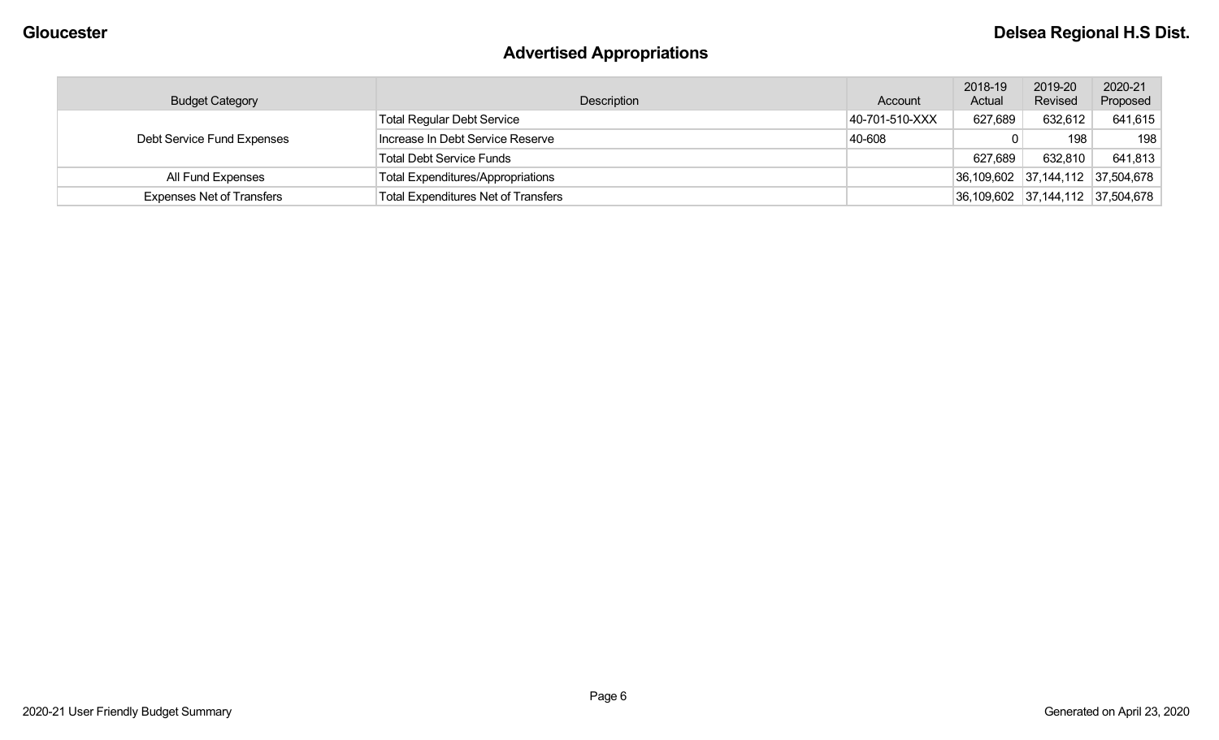## Advertised Appropriations

| Budget Category | Description | Account | 2018-19 Actual | 2019-20 Revised | 2020-21 Proposed |
|---|---|---|---|---|---|
| Debt Service Fund Expenses | Total Regular Debt Service | 40-701-510-XXX | 627,689 | 632,612 | 641,615 |
| | Increase In Debt Service Reserve | 40-608 | 0 | 198 | 198 |
| | Total Debt Service Funds | | 627,689 | 632,810 | 641,813 |
| All Fund Expenses | Total Expenditures/Appropriations | | 36,109,602 | 37,144,112 | 37,504,678 |
| Expenses Net of Transfers | Total Expenditures Net of Transfers | | 36,109,602 | 37,144,112 | 37,504,678 |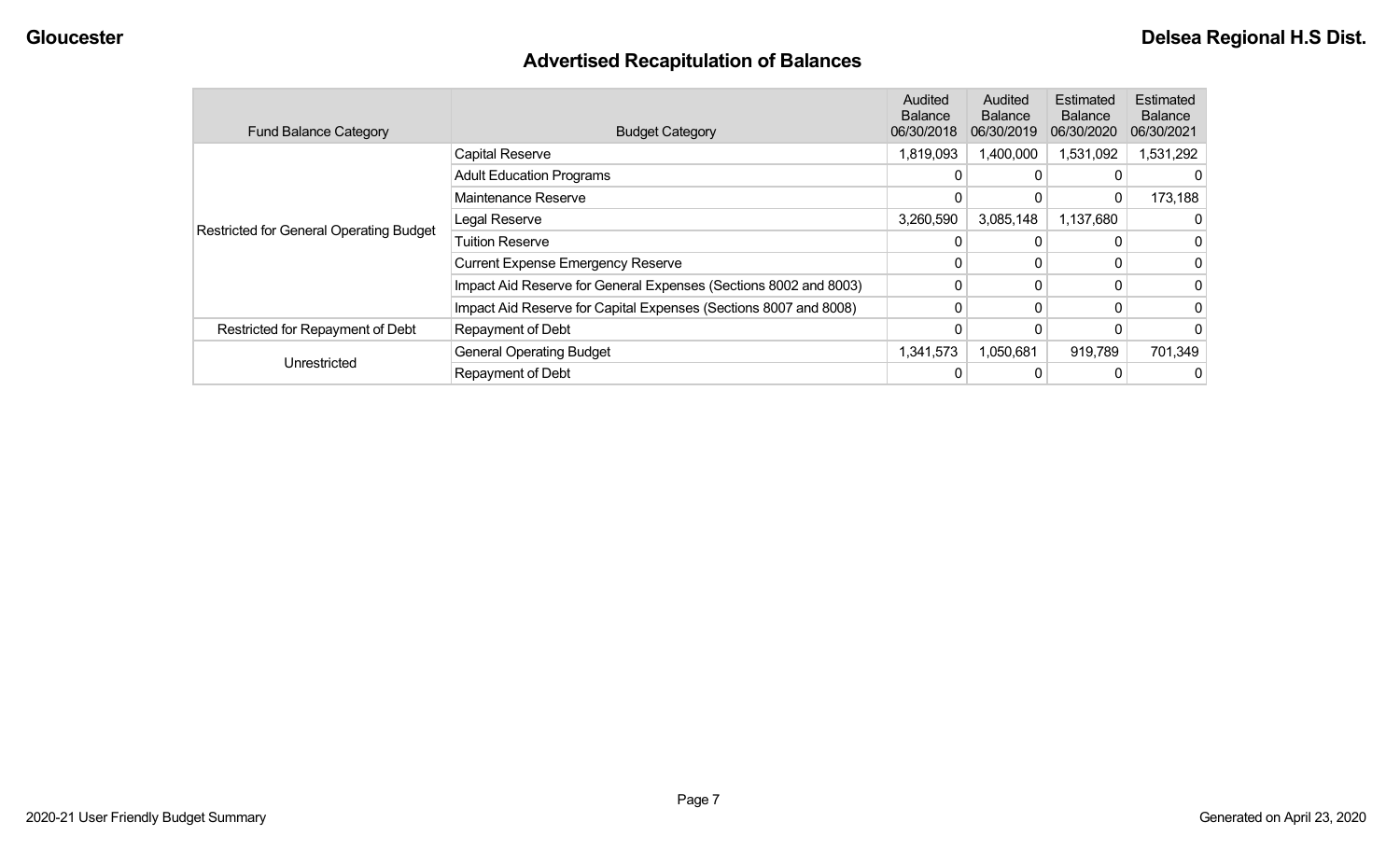# Advertised Recapitulation of Balances

| Fund Balance Category | Budget Category | Audited Balance 06/30/2018 | Audited Balance 06/30/2019 | Estimated Balance 06/30/2020 | Estimated Balance 06/30/2021 |
|---|---|---|---|---|---|
| Restricted for General Operating Budget | Capital Reserve | 1,819,093 | 1,400,000 | 1,531,092 | 1,531,292 |
| | Adult Education Programs | 0 | 0 | 0 | 0 |
| | Maintenance Reserve | 0 | 0 | 0 | 173,188 |
| | Legal Reserve | 3,260,590 | 3,085,148 | 1,137,680 | 0 |
| | Tuition Reserve | 0 | 0 | 0 | 0 |
| | Current Expense Emergency Reserve | 0 | 0 | 0 | 0 |
| | Impact Aid Reserve for General Expenses (Sections 8002 and 8003) | 0 | 0 | 0 | 0 |
| | Impact Aid Reserve for Capital Expenses (Sections 8007 and 8008) | 0 | 0 | 0 | 0 |
| Restricted for Repayment of Debt | Repayment of Debt | 0 | 0 | 0 | 0 |
| Unrestricted | General Operating Budget | 1,341,573 | 1,050,681 | 919,789 | 701,349 |
| | Repayment of Debt | 0 | 0 | 0 | 0 |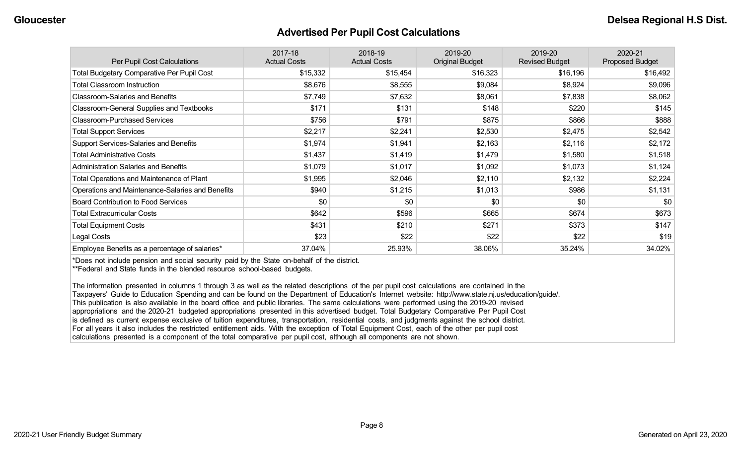## Advertised Per Pupil Cost Calculations

| Per Pupil Cost Calculations | 2017-18 Actual Costs | 2018-19 Actual Costs | 2019-20 Original Budget | 2019-20 Revised Budget | 2020-21 Proposed Budget |
|---|---|---|---|---|---|
| Total Budgetary Comparative Per Pupil Cost | $15,332 | $15,454 | $16,323 | $16,196 | $16,492 |
| Total Classroom Instruction | $8,676 | $8,555 | $9,084 | $8,924 | $9,096 |
| Classroom-Salaries and Benefits | $7,749 | $7,632 | $8,061 | $7,838 | $8,062 |
| Classroom-General Supplies and Textbooks | $171 | $131 | $148 | $220 | $145 |
| Classroom-Purchased Services | $756 | $791 | $875 | $866 | $888 |
| Total Support Services | $2,217 | $2,241 | $2,530 | $2,475 | $2,542 |
| Support Services-Salaries and Benefits | $1,974 | $1,941 | $2,163 | $2,116 | $2,172 |
| Total Administrative Costs | $1,437 | $1,419 | $1,479 | $1,580 | $1,518 |
| Administration Salaries and Benefits | $1,079 | $1,017 | $1,092 | $1,073 | $1,124 |
| Total Operations and Maintenance of Plant | $1,995 | $2,046 | $2,110 | $2,132 | $2,224 |
| Operations and Maintenance-Salaries and Benefits | $940 | $1,215 | $1,013 | $986 | $1,131 |
| Board Contribution to Food Services | $0 | $0 | $0 | $0 | $0 |
| Total Extracurricular Costs | $642 | $596 | $665 | $674 | $673 |
| Total Equipment Costs | $431 | $210 | $271 | $373 | $147 |
| Legal Costs | $23 | $22 | $22 | $22 | $19 |
| Employee Benefits as a percentage of salaries* | 37.04% | 25.93% | 38.06% | 35.24% | 34.02% |

*Does not include pension and social security paid by the State on-behalf of the district.
**Federal and State funds in the blended resource school-based budgets.

The information presented in columns 1 through 3 as well as the related descriptions of the per pupil cost calculations are contained in the Taxpayers' Guide to Education Spending and can be found on the Department of Education's Internet website: http://www.state.nj.us/education/guide/. This publication is also available in the board office and public libraries. The same calculations were performed using the 2019-20 revised appropriations and the 2020-21 budgeted appropriations presented in this advertised budget. Total Budgetary Comparative Per Pupil Cost is defined as current expense exclusive of tuition expenditures, transportation, residential costs, and judgments against the school district. For all years it also includes the restricted entitlement aids. With the exception of Total Equipment Cost, each of the other per pupil cost calculations presented is a component of the total comparative per pupil cost, although all components are not shown.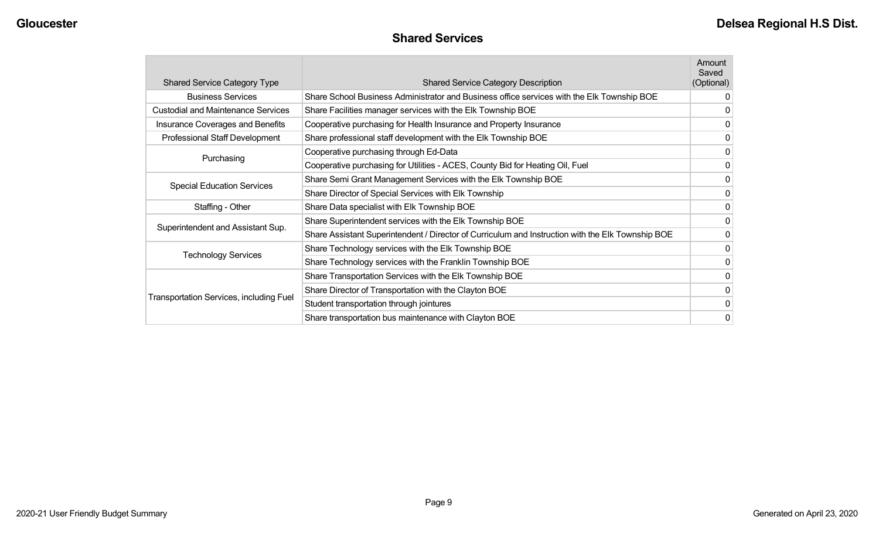## Shared Services

| Shared Service Category Type | Shared Service Category Description | Amount Saved (Optional) |
|---|---|---|
| Business Services | Share School Business Administrator and Business office services with the Elk Township BOE | 0 |
| Custodial and Maintenance Services | Share Facilities manager services with the Elk Township BOE | 0 |
| Insurance Coverages and Benefits | Cooperative purchasing for Health Insurance and Property Insurance | 0 |
| Professional Staff Development | Share professional staff development with the Elk Township BOE | 0 |
| Purchasing | Cooperative purchasing through Ed-Data | 0 |
| | Cooperative purchasing for Utilities - ACES, County Bid for Heating Oil, Fuel | 0 |
| Special Education Services | Share Semi Grant Management Services with the Elk Township BOE | 0 |
| | Share Director of Special Services with Elk Township | 0 |
| Staffing - Other | Share Data specialist with Elk Township BOE | 0 |
| Superintendent and Assistant Sup. | Share Superintendent services with the Elk Township BOE | 0 |
| | Share Assistant Superintendent / Director of Curriculum and Instruction with the Elk Township BOE | 0 |
| Technology Services | Share Technology services with the Elk Township BOE | 0 |
| | Share Technology services with the Franklin Township BOE | 0 |
| Transportation Services, including Fuel | Share Transportation Services with the Elk Township BOE | 0 |
| | Share Director of Transportation with the Clayton BOE | 0 |
| | Student transportation through jointures | 0 |
| | Share transportation bus maintenance with Clayton BOE | 0 |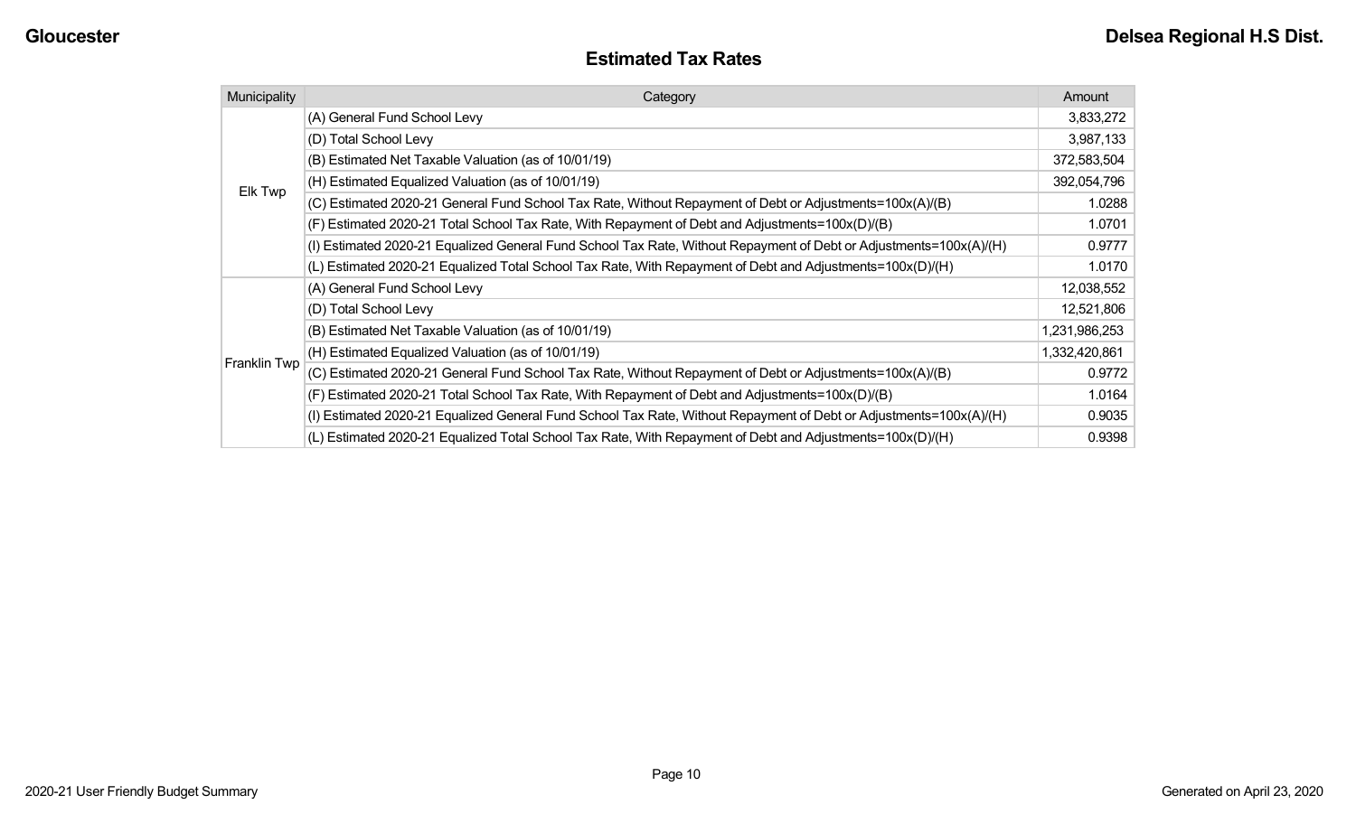## Estimated Tax Rates

| Municipality | Category | Amount |
|---|---|---|
| Elk Twp | (A) General Fund School Levy | 3,833,272 |
| | (D) Total School Levy | 3,987,133 |
| | (B) Estimated Net Taxable Valuation (as of 10/01/19) | 372,583,504 |
| | (H) Estimated Equalized Valuation (as of 10/01/19) | 392,054,796 |
| | (C) Estimated 2020-21 General Fund School Tax Rate, Without Repayment of Debt or Adjustments=100x(A)/(B) | 1.0288 |
| | (F) Estimated 2020-21 Total School Tax Rate, With Repayment of Debt and Adjustments=100x(D)/(B) | 1.0701 |
| | (I) Estimated 2020-21 Equalized General Fund School Tax Rate, Without Repayment of Debt or Adjustments=100x(A)/(H) | 0.9777 |
| | (L) Estimated 2020-21 Equalized Total School Tax Rate, With Repayment of Debt and Adjustments=100x(D)/(H) | 1.0170 |
| Franklin Twp | (A) General Fund School Levy | 12,038,552 |
| | (D) Total School Levy | 12,521,806 |
| | (B) Estimated Net Taxable Valuation (as of 10/01/19) | 1,231,986,253 |
| | (H) Estimated Equalized Valuation (as of 10/01/19) | 1,332,420,861 |
| | (C) Estimated 2020-21 General Fund School Tax Rate, Without Repayment of Debt or Adjustments=100x(A)/(B) | 0.9772 |
| | (F) Estimated 2020-21 Total School Tax Rate, With Repayment of Debt and Adjustments=100x(D)/(B) | 1.0164 |
| | (I) Estimated 2020-21 Equalized General Fund School Tax Rate, Without Repayment of Debt or Adjustments=100x(A)/(H) | 0.9035 |
| | (L) Estimated 2020-21 Equalized Total School Tax Rate, With Repayment of Debt and Adjustments=100x(D)/(H) | 0.9398 |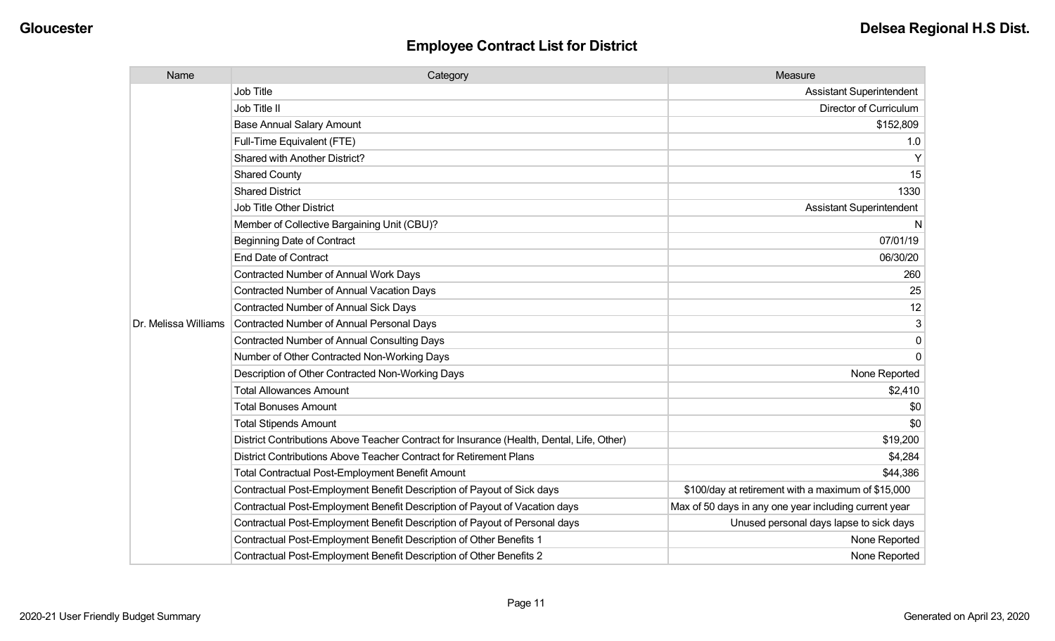# Employee Contract List for District

| Name | Category | Measure |
|---|---|---|
| Dr. Melissa Williams | Job Title | Assistant Superintendent |
| | Job Title II | Director of Curriculum |
| | Base Annual Salary Amount | $152,809 |
| | Full-Time Equivalent (FTE) | 1.0 |
| | Shared with Another District? | Y |
| | Shared County | 15 |
| | Shared District | 1330 |
| | Job Title Other District | Assistant Superintendent |
| | Member of Collective Bargaining Unit (CBU)? | N |
| | Beginning Date of Contract | 07/01/19 |
| | End Date of Contract | 06/30/20 |
| | Contracted Number of Annual Work Days | 260 |
| | Contracted Number of Annual Vacation Days | 25 |
| | Contracted Number of Annual Sick Days | 12 |
| | Contracted Number of Annual Personal Days | 3 |
| | Contracted Number of Annual Consulting Days | 0 |
| | Number of Other Contracted Non-Working Days | 0 |
| | Description of Other Contracted Non-Working Days | None Reported |
| | Total Allowances Amount | $2,410 |
| | Total Bonuses Amount | $0 |
| | Total Stipends Amount | $0 |
| | District Contributions Above Teacher Contract for Insurance (Health, Dental, Life, Other) | $19,200 |
| | District Contributions Above Teacher Contract for Retirement Plans | $4,284 |
| | Total Contractual Post-Employment Benefit Amount | $44,386 |
| | Contractual Post-Employment Benefit Description of Payout of Sick days | $100/day at retirement with a maximum of $15,000 |
| | Contractual Post-Employment Benefit Description of Payout of Vacation days | Max of 50 days in any one year including current year |
| | Contractual Post-Employment Benefit Description of Payout of Personal days | Unused personal days lapse to sick days |
| | Contractual Post-Employment Benefit Description of Other Benefits 1 | None Reported |
| | Contractual Post-Employment Benefit Description of Other Benefits 2 | None Reported |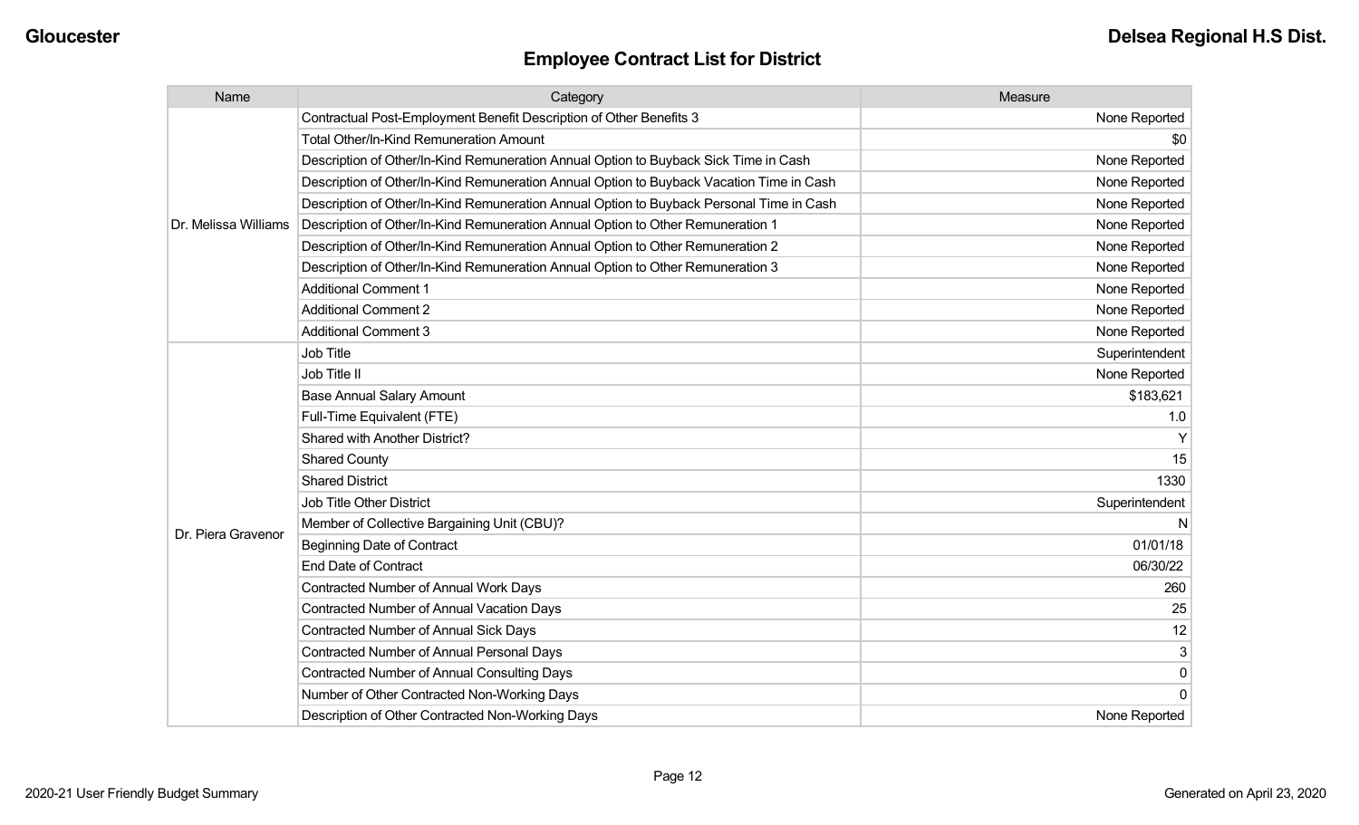## Employee Contract List for District

| Name | Category | Measure |
|---|---|---|
| Dr. Melissa Williams | Contractual Post-Employment Benefit Description of Other Benefits 3 | None Reported |
| | Total Other/In-Kind Remuneration Amount | $0 |
| | Description of Other/In-Kind Remuneration Annual Option to Buyback Sick Time in Cash | None Reported |
| | Description of Other/In-Kind Remuneration Annual Option to Buyback Vacation Time in Cash | None Reported |
| | Description of Other/In-Kind Remuneration Annual Option to Buyback Personal Time in Cash | None Reported |
| | Description of Other/In-Kind Remuneration Annual Option to Other Remuneration 1 | None Reported |
| | Description of Other/In-Kind Remuneration Annual Option to Other Remuneration 2 | None Reported |
| | Description of Other/In-Kind Remuneration Annual Option to Other Remuneration 3 | None Reported |
| | Additional Comment 1 | None Reported |
| | Additional Comment 2 | None Reported |
| | Additional Comment 3 | None Reported |
| Dr. Piera Gravenor | Job Title | Superintendent |
| | Job Title II | None Reported |
| | Base Annual Salary Amount | $183,621 |
| | Full-Time Equivalent (FTE) | 1.0 |
| | Shared with Another District? | Y |
| | Shared County | 15 |
| | Shared District | 1330 |
| | Job Title Other District | Superintendent |
| | Member of Collective Bargaining Unit (CBU)? | N |
| | Beginning Date of Contract | 01/01/18 |
| | End Date of Contract | 06/30/22 |
| | Contracted Number of Annual Work Days | 260 |
| | Contracted Number of Annual Vacation Days | 25 |
| | Contracted Number of Annual Sick Days | 12 |
| | Contracted Number of Annual Personal Days | 3 |
| | Contracted Number of Annual Consulting Days | 0 |
| | Number of Other Contracted Non-Working Days | 0 |
| | Description of Other Contracted Non-Working Days | None Reported |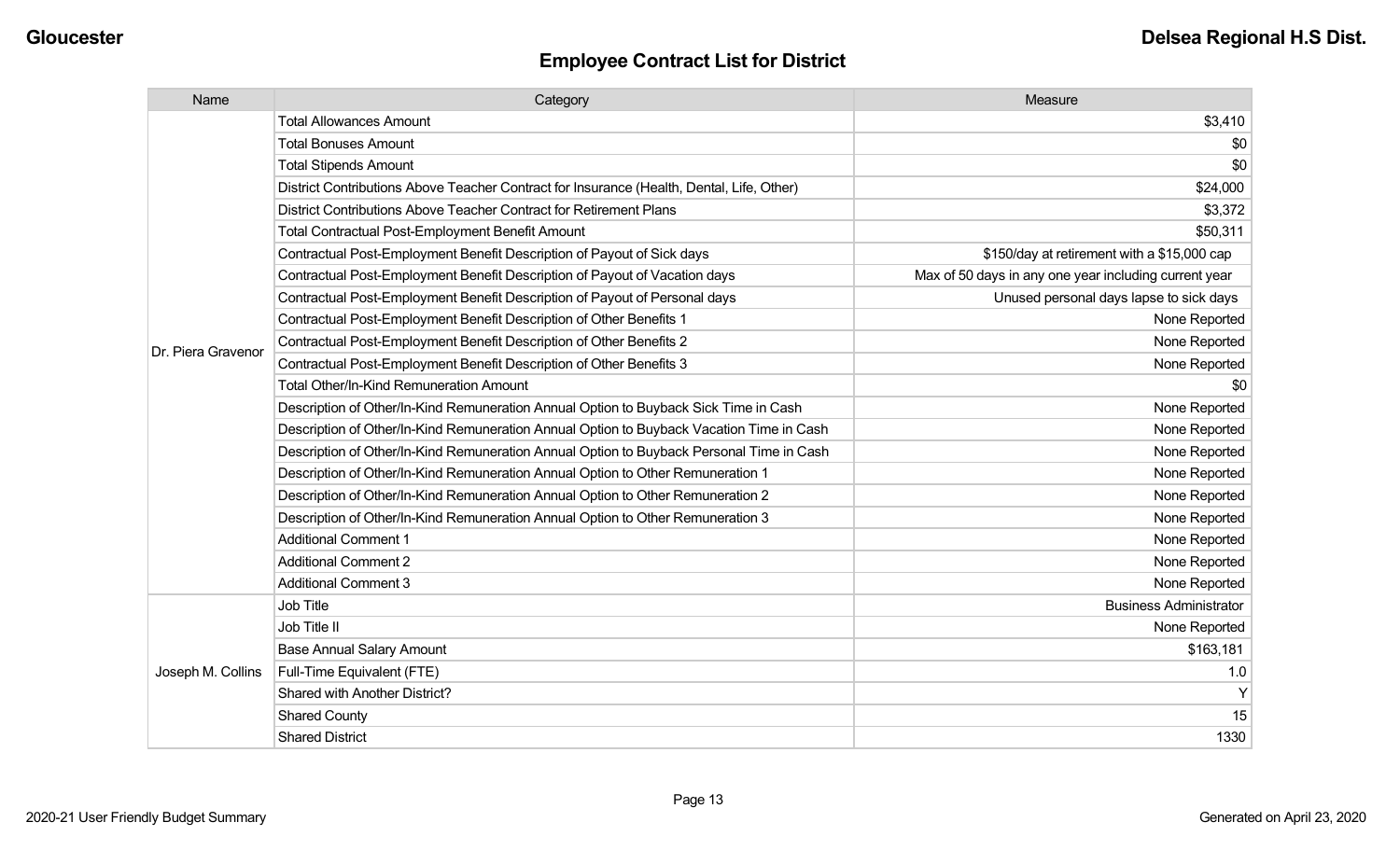## Employee Contract List for District

| Name | Category | Measure |
|---|---|---|
| Dr. Piera Gravenor | Total Allowances Amount | $3,410 |
| | Total Bonuses Amount | $0 |
| | Total Stipends Amount | $0 |
| | District Contributions Above Teacher Contract for Insurance (Health, Dental, Life, Other) | $24,000 |
| | District Contributions Above Teacher Contract for Retirement Plans | $3,372 |
| | Total Contractual Post-Employment Benefit Amount | $50,311 |
| | Contractual Post-Employment Benefit Description of Payout of Sick days | $150/day at retirement with a $15,000 cap |
| | Contractual Post-Employment Benefit Description of Payout of Vacation days | Max of 50 days in any one year including current year |
| | Contractual Post-Employment Benefit Description of Payout of Personal days | Unused personal days lapse to sick days |
| | Contractual Post-Employment Benefit Description of Other Benefits 1 | None Reported |
| | Contractual Post-Employment Benefit Description of Other Benefits 2 | None Reported |
| | Contractual Post-Employment Benefit Description of Other Benefits 3 | None Reported |
| | Total Other/In-Kind Remuneration Amount | $0 |
| | Description of Other/In-Kind Remuneration Annual Option to Buyback Sick Time in Cash | None Reported |
| | Description of Other/In-Kind Remuneration Annual Option to Buyback Vacation Time in Cash | None Reported |
| | Description of Other/In-Kind Remuneration Annual Option to Buyback Personal Time in Cash | None Reported |
| | Description of Other/In-Kind Remuneration Annual Option to Other Remuneration 1 | None Reported |
| | Description of Other/In-Kind Remuneration Annual Option to Other Remuneration 2 | None Reported |
| | Description of Other/In-Kind Remuneration Annual Option to Other Remuneration 3 | None Reported |
| | Additional Comment 1 | None Reported |
| | Additional Comment 2 | None Reported |
| | Additional Comment 3 | None Reported |
| Joseph M. Collins | Job Title | Business Administrator |
| | Job Title II | None Reported |
| | Base Annual Salary Amount | $163,181 |
| | Full-Time Equivalent (FTE) | 1.0 |
| | Shared with Another District? | Y |
| | Shared County | 15 |
| | Shared District | 1330 |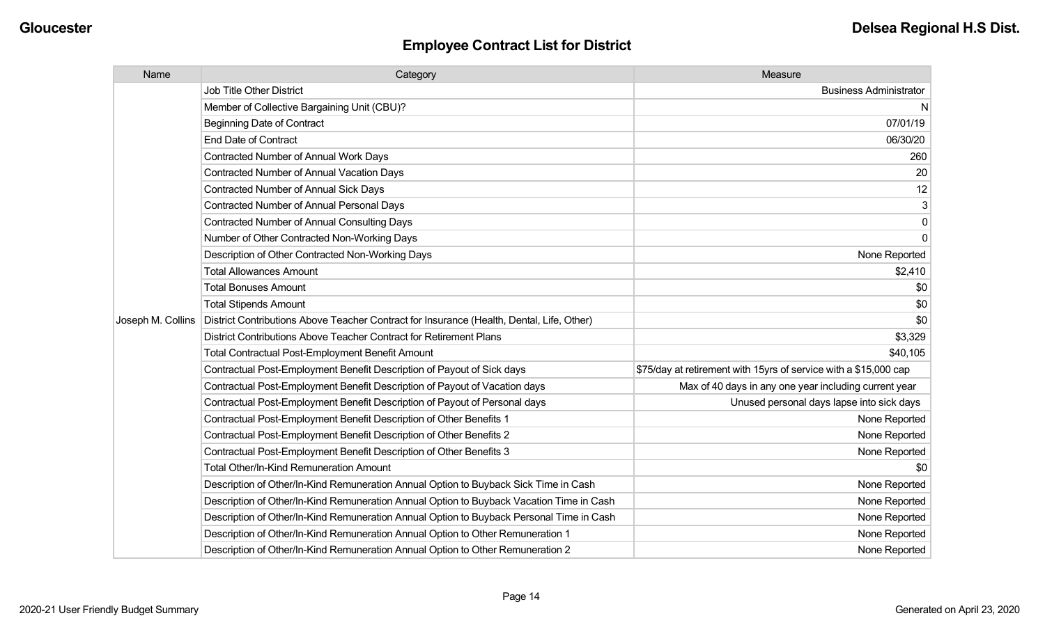## Employee Contract List for District

| Name | Category | Measure |
|---|---|---|
| Joseph M. Collins | Job Title Other District | Business Administrator |
| | Member of Collective Bargaining Unit (CBU)? | N |
| | Beginning Date of Contract | 07/01/19 |
| | End Date of Contract | 06/30/20 |
| | Contracted Number of Annual Work Days | 260 |
| | Contracted Number of Annual Vacation Days | 20 |
| | Contracted Number of Annual Sick Days | 12 |
| | Contracted Number of Annual Personal Days | 3 |
| | Contracted Number of Annual Consulting Days | 0 |
| | Number of Other Contracted Non-Working Days | 0 |
| | Description of Other Contracted Non-Working Days | None Reported |
| | Total Allowances Amount | $2,410 |
| | Total Bonuses Amount | $0 |
| | Total Stipends Amount | $0 |
| | District Contributions Above Teacher Contract for Insurance (Health, Dental, Life, Other) | $0 |
| | District Contributions Above Teacher Contract for Retirement Plans | $3,329 |
| | Total Contractual Post-Employment Benefit Amount | $40,105 |
| | Contractual Post-Employment Benefit Description of Payout of Sick days | $75/day at retirement with 15yrs of service with a $15,000 cap |
| | Contractual Post-Employment Benefit Description of Payout of Vacation days | Max of 40 days in any one year including current year |
| | Contractual Post-Employment Benefit Description of Payout of Personal days | Unused personal days lapse into sick days |
| | Contractual Post-Employment Benefit Description of Other Benefits 1 | None Reported |
| | Contractual Post-Employment Benefit Description of Other Benefits 2 | None Reported |
| | Contractual Post-Employment Benefit Description of Other Benefits 3 | None Reported |
| | Total Other/In-Kind Remuneration Amount | $0 |
| | Description of Other/In-Kind Remuneration Annual Option to Buyback Sick Time in Cash | None Reported |
| | Description of Other/In-Kind Remuneration Annual Option to Buyback Vacation Time in Cash | None Reported |
| | Description of Other/In-Kind Remuneration Annual Option to Buyback Personal Time in Cash | None Reported |
| | Description of Other/In-Kind Remuneration Annual Option to Other Remuneration 1 | None Reported |
| | Description of Other/In-Kind Remuneration Annual Option to Other Remuneration 2 | None Reported |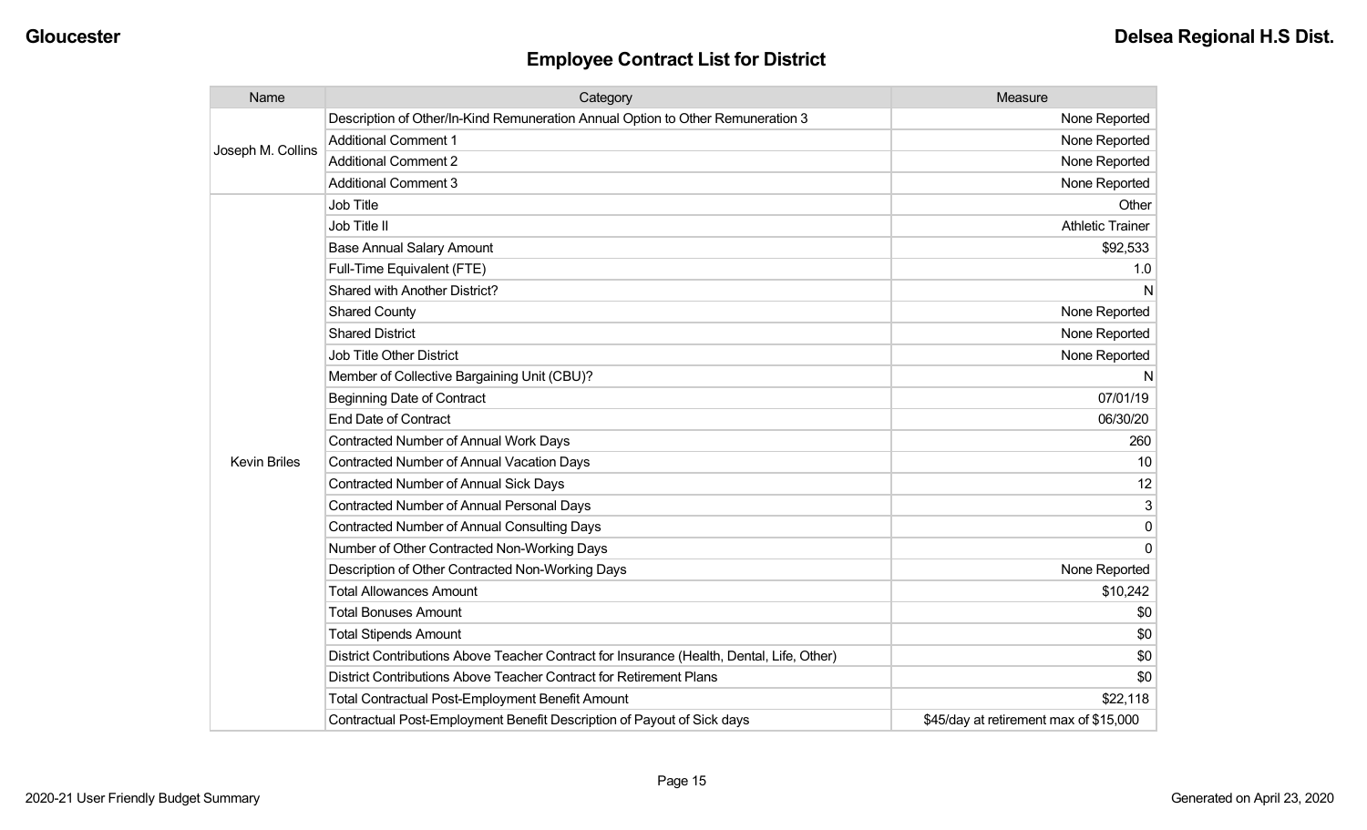## Employee Contract List for District

| Name | Category | Measure |
|---|---|---|
| Joseph M. Collins | Description of Other/In-Kind Remuneration Annual Option to Other Remuneration 3 | None Reported |
| | Additional Comment 1 | None Reported |
| | Additional Comment 2 | None Reported |
| | Additional Comment 3 | None Reported |
| Kevin Briles | Job Title | Other |
| | Job Title II | Athletic Trainer |
| | Base Annual Salary Amount | $92,533 |
| | Full-Time Equivalent (FTE) | 1.0 |
| | Shared with Another District? | N |
| | Shared County | None Reported |
| | Shared District | None Reported |
| | Job Title Other District | None Reported |
| | Member of Collective Bargaining Unit (CBU)? | N |
| | Beginning Date of Contract | 07/01/19 |
| | End Date of Contract | 06/30/20 |
| | Contracted Number of Annual Work Days | 260 |
| | Contracted Number of Annual Vacation Days | 10 |
| | Contracted Number of Annual Sick Days | 12 |
| | Contracted Number of Annual Personal Days | 3 |
| | Contracted Number of Annual Consulting Days | 0 |
| | Number of Other Contracted Non-Working Days | 0 |
| | Description of Other Contracted Non-Working Days | None Reported |
| | Total Allowances Amount | $10,242 |
| | Total Bonuses Amount | $0 |
| | Total Stipends Amount | $0 |
| | District Contributions Above Teacher Contract for Insurance (Health, Dental, Life, Other) | $0 |
| | District Contributions Above Teacher Contract for Retirement Plans | $0 |
| | Total Contractual Post-Employment Benefit Amount | $22,118 |
| | Contractual Post-Employment Benefit Description of Payout of Sick days | $45/day at retirement max of $15,000 |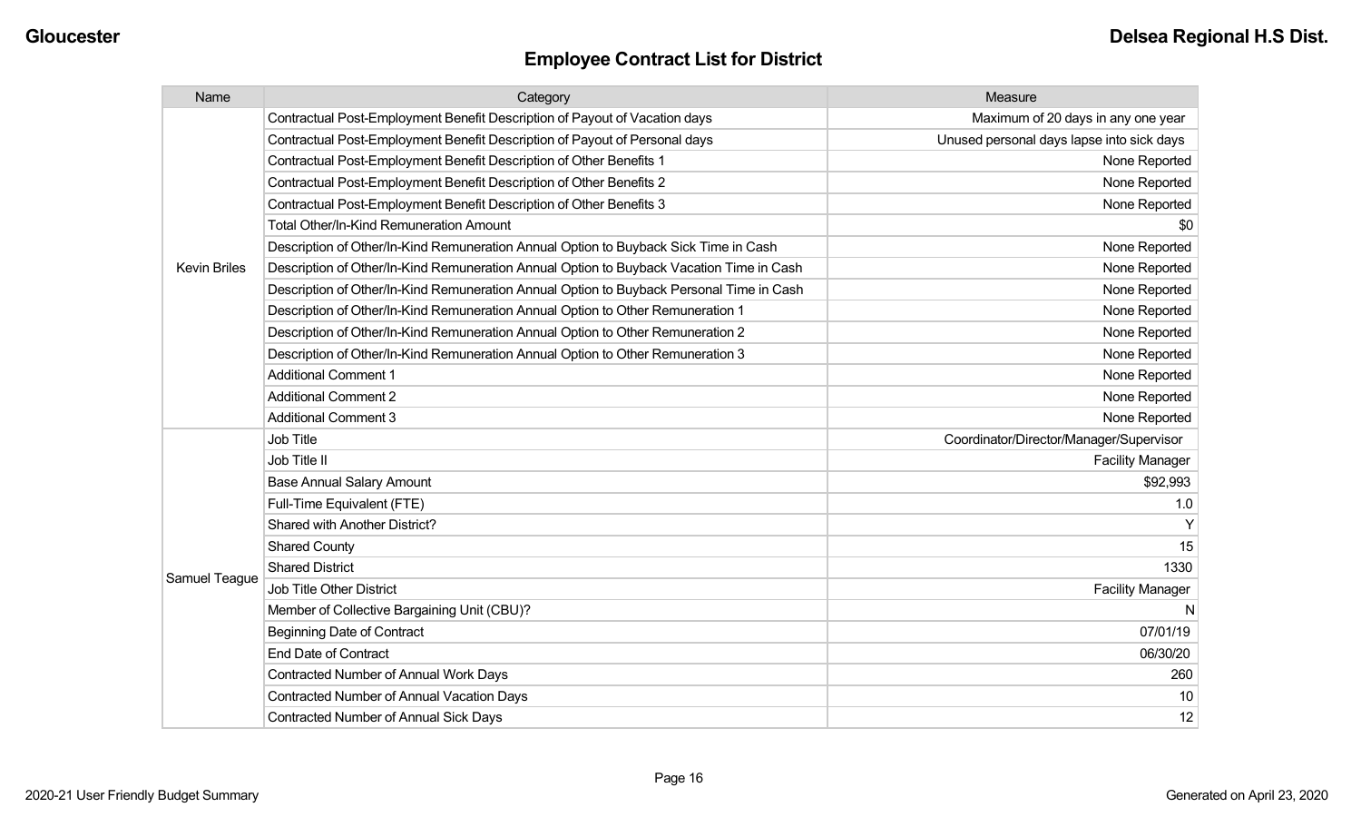## Employee Contract List for District

| Name | Category | Measure |
|---|---|---|
| Kevin Briles | Contractual Post-Employment Benefit Description of Payout of Vacation days | Maximum of 20 days in any one year |
| | Contractual Post-Employment Benefit Description of Payout of Personal days | Unused personal days lapse into sick days |
| | Contractual Post-Employment Benefit Description of Other Benefits 1 | None Reported |
| | Contractual Post-Employment Benefit Description of Other Benefits 2 | None Reported |
| | Contractual Post-Employment Benefit Description of Other Benefits 3 | None Reported |
| | Total Other/In-Kind Remuneration Amount | $0 |
| | Description of Other/In-Kind Remuneration Annual Option to Buyback Sick Time in Cash | None Reported |
| | Description of Other/In-Kind Remuneration Annual Option to Buyback Vacation Time in Cash | None Reported |
| | Description of Other/In-Kind Remuneration Annual Option to Buyback Personal Time in Cash | None Reported |
| | Description of Other/In-Kind Remuneration Annual Option to Other Remuneration 1 | None Reported |
| | Description of Other/In-Kind Remuneration Annual Option to Other Remuneration 2 | None Reported |
| | Description of Other/In-Kind Remuneration Annual Option to Other Remuneration 3 | None Reported |
| | Additional Comment 1 | None Reported |
| | Additional Comment 2 | None Reported |
| | Additional Comment 3 | None Reported |
| Samuel Teague | Job Title | Coordinator/Director/Manager/Supervisor |
| | Job Title II | Facility Manager |
| | Base Annual Salary Amount | $92,993 |
| | Full-Time Equivalent (FTE) | 1.0 |
| | Shared with Another District? | Y |
| | Shared County | 15 |
| | Shared District | 1330 |
| | Job Title Other District | Facility Manager |
| | Member of Collective Bargaining Unit (CBU)? | N |
| | Beginning Date of Contract | 07/01/19 |
| | End Date of Contract | 06/30/20 |
| | Contracted Number of Annual Work Days | 260 |
| | Contracted Number of Annual Vacation Days | 10 |
| | Contracted Number of Annual Sick Days | 12 |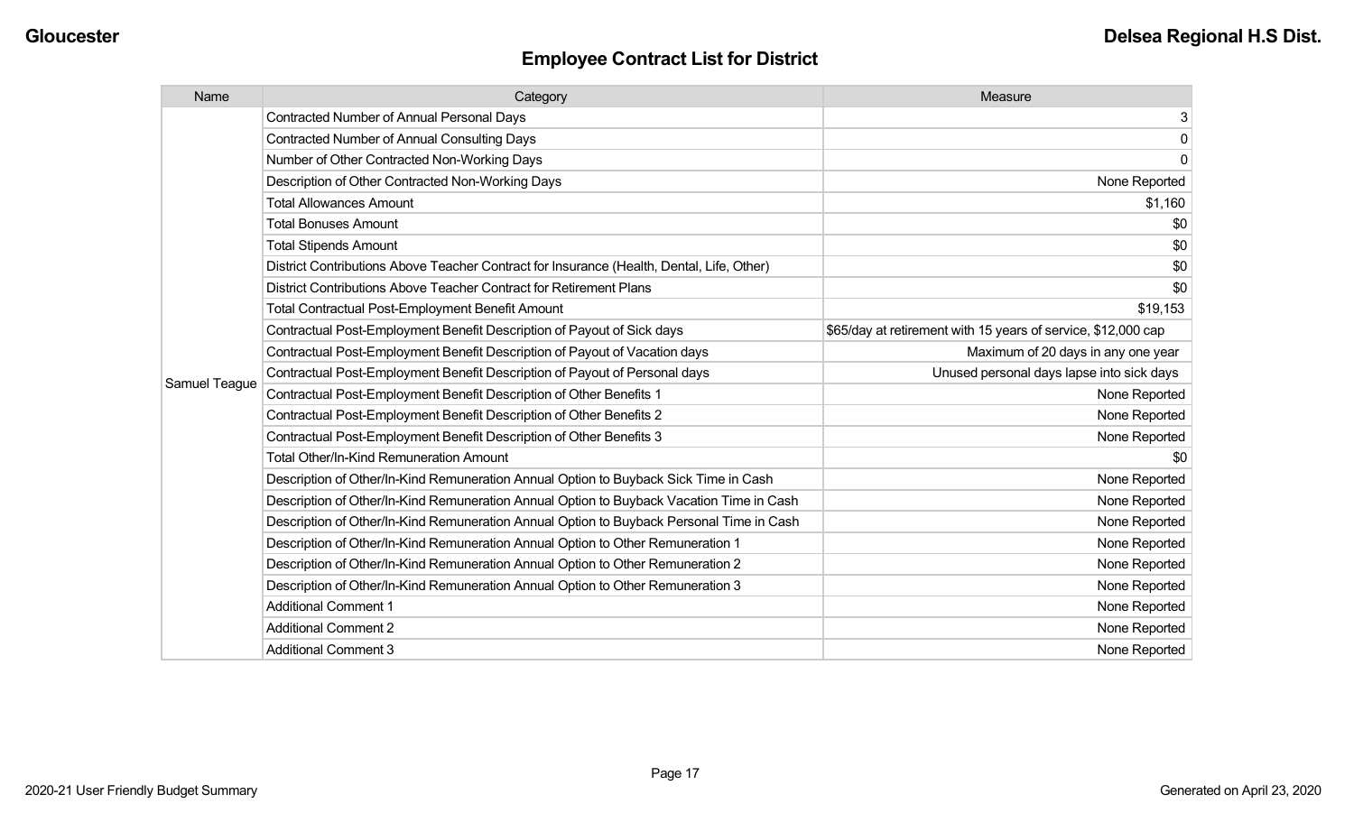## Employee Contract List for District

| Name | Category | Measure |
|---|---|---|
| Samuel Teague | Contracted Number of Annual Personal Days | 3 |
| | Contracted Number of Annual Consulting Days | 0 |
| | Number of Other Contracted Non-Working Days | 0 |
| | Description of Other Contracted Non-Working Days | None Reported |
| | Total Allowances Amount | $1,160 |
| | Total Bonuses Amount | $0 |
| | Total Stipends Amount | $0 |
| | District Contributions Above Teacher Contract for Insurance (Health, Dental, Life, Other) | $0 |
| | District Contributions Above Teacher Contract for Retirement Plans | $0 |
| | Total Contractual Post-Employment Benefit Amount | $19,153 |
| | Contractual Post-Employment Benefit Description of Payout of Sick days | $65/day at retirement with 15 years of service, $12,000 cap |
| | Contractual Post-Employment Benefit Description of Payout of Vacation days | Maximum of 20 days in any one year |
| | Contractual Post-Employment Benefit Description of Payout of Personal days | Unused personal days lapse into sick days |
| | Contractual Post-Employment Benefit Description of Other Benefits 1 | None Reported |
| | Contractual Post-Employment Benefit Description of Other Benefits 2 | None Reported |
| | Contractual Post-Employment Benefit Description of Other Benefits 3 | None Reported |
| | Total Other/In-Kind Remuneration Amount | $0 |
| | Description of Other/In-Kind Remuneration Annual Option to Buyback Sick Time in Cash | None Reported |
| | Description of Other/In-Kind Remuneration Annual Option to Buyback Vacation Time in Cash | None Reported |
| | Description of Other/In-Kind Remuneration Annual Option to Buyback Personal Time in Cash | None Reported |
| | Description of Other/In-Kind Remuneration Annual Option to Other Remuneration 1 | None Reported |
| | Description of Other/In-Kind Remuneration Annual Option to Other Remuneration 2 | None Reported |
| | Description of Other/In-Kind Remuneration Annual Option to Other Remuneration 3 | None Reported |
| | Additional Comment 1 | None Reported |
| | Additional Comment 2 | None Reported |
| | Additional Comment 3 | None Reported |